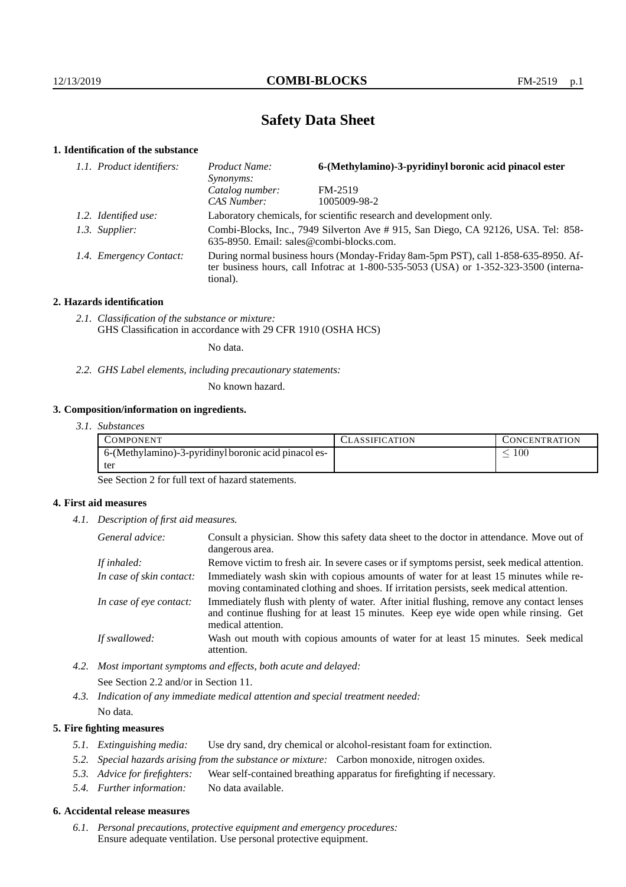# Safety Data Sheet

## 1. Identification of the substance

| 1.1. Product identifiers: | Product Name: | **6-(Methylamino)-3-pyridinyl boronic acid pinacol ester** |
|---|---|---|
| | Synonyms: | |
| | Catalog number: | FM-2519 |
| | CAS Number: | 1005009-98-2 |

*1.2. Identified use:* Laboratory chemicals, for scientific research and development only.

*1.3. Supplier:* Combi-Blocks, Inc., 7949 Silverton Ave # 915, San Diego, CA 92126, USA. Tel: 858-635-8950. Email: sales@combi-blocks.com.

*1.4. Emergency Contact:* During normal business hours (Monday-Friday 8am-5pm PST), call 1-858-635-8950. After business hours, call Infotrac at 1-800-535-5053 (USA) or 1-352-323-3500 (international).

## 2. Hazards identification

*2.1. Classification of the substance or mixture:*
GHS Classification in accordance with 29 CFR 1910 (OSHA HCS)

No data.

*2.2. GHS Label elements, including precautionary statements:*

No known hazard.

## 3. Composition/information on ingredients.

*3.1. Substances*

| Component | Classification | Concentration |
|---|---|---|
| 6-(Methylamino)-3-pyridinyl boronic acid pinacol ester | | $\leq 100$ |

See Section 2 for full text of hazard statements.

## 4. First aid measures

*4.1. Description of first aid measures.*

*General advice:* Consult a physician. Show this safety data sheet to the doctor in attendance. Move out of dangerous area.

*If inhaled:* Remove victim to fresh air. In severe cases or if symptoms persist, seek medical attention.

*In case of skin contact:* Immediately wash skin with copious amounts of water for at least 15 minutes while removing contaminated clothing and shoes. If irritation persists, seek medical attention.

*In case of eye contact:* Immediately flush with plenty of water. After initial flushing, remove any contact lenses and continue flushing for at least 15 minutes. Keep eye wide open while rinsing. Get medical attention.

*If swallowed:* Wash out mouth with copious amounts of water for at least 15 minutes. Seek medical attention.

*4.2. Most important symptoms and effects, both acute and delayed:*

See Section 2.2 and/or in Section 11.

*4.3. Indication of any immediate medical attention and special treatment needed:*

No data.

## 5. Fire fighting measures

*5.1. Extinguishing media:* Use dry sand, dry chemical or alcohol-resistant foam for extinction.

*5.2. Special hazards arising from the substance or mixture:* Carbon monoxide, nitrogen oxides.

*5.3. Advice for firefighters:* Wear self-contained breathing apparatus for firefighting if necessary.

*5.4. Further information:* No data available.

## 6. Accidental release measures

*6.1. Personal precautions, protective equipment and emergency procedures:*
Ensure adequate ventilation. Use personal protective equipment.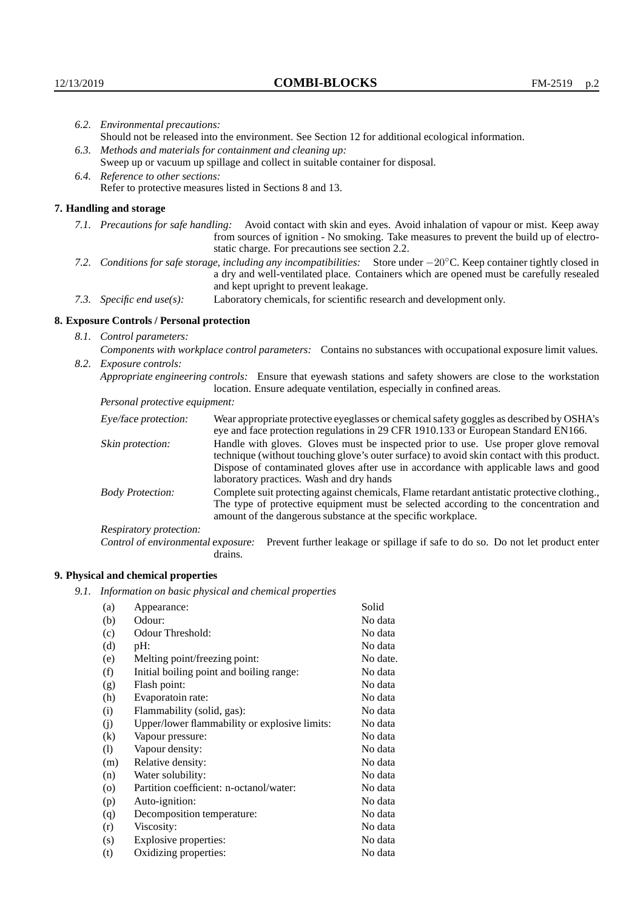*6.2. Environmental precautions:*
Should not be released into the environment. See Section 12 for additional ecological information.

*6.3. Methods and materials for containment and cleaning up:*
Sweep up or vacuum up spillage and collect in suitable container for disposal.

*6.4. Reference to other sections:*
Refer to protective measures listed in Sections 8 and 13.

## 7. Handling and storage

*7.1. Precautions for safe handling:* Avoid contact with skin and eyes. Avoid inhalation of vapour or mist. Keep away from sources of ignition - No smoking. Take measures to prevent the build up of electrostatic charge. For precautions see section 2.2.

*7.2. Conditions for safe storage, including any incompatibilities:* Store under $-20^{\circ}$C. Keep container tightly closed in a dry and well-ventilated place. Containers which are opened must be carefully resealed and kept upright to prevent leakage.

*7.3. Specific end use(s):* Laboratory chemicals, for scientific research and development only.

## 8. Exposure Controls / Personal protection

*8.1. Control parameters:*
*Components with workplace control parameters:* Contains no substances with occupational exposure limit values.

*8.2. Exposure controls:*
*Appropriate engineering controls:* Ensure that eyewash stations and safety showers are close to the workstation location. Ensure adequate ventilation, especially in confined areas.

*Personal protective equipment:*

*Eye/face protection:* Wear appropriate protective eyeglasses or chemical safety goggles as described by OSHA's eye and face protection regulations in 29 CFR 1910.133 or European Standard EN166.

*Skin protection:* Handle with gloves. Gloves must be inspected prior to use. Use proper glove removal technique (without touching glove's outer surface) to avoid skin contact with this product. Dispose of contaminated gloves after use in accordance with applicable laws and good laboratory practices. Wash and dry hands

*Body Protection:* Complete suit protecting against chemicals, Flame retardant antistatic protective clothing., The type of protective equipment must be selected according to the concentration and amount of the dangerous substance at the specific workplace.

*Respiratory protection:*

*Control of environmental exposure:* Prevent further leakage or spillage if safe to do so. Do not let product enter drains.

## 9. Physical and chemical properties

*9.1. Information on basic physical and chemical properties*

| | | |
|---|---|---|
| (a) | Appearance: | Solid |
| (b) | Odour: | No data |
| (c) | Odour Threshold: | No data |
| (d) | pH: | No data |
| (e) | Melting point/freezing point: | No date. |
| (f) | Initial boiling point and boiling range: | No data |
| (g) | Flash point: | No data |
| (h) | Evaporatoin rate: | No data |
| (i) | Flammability (solid, gas): | No data |
| (j) | Upper/lower flammability or explosive limits: | No data |
| (k) | Vapour pressure: | No data |
| (l) | Vapour density: | No data |
| (m) | Relative density: | No data |
| (n) | Water solubility: | No data |
| (o) | Partition coefficient: n-octanol/water: | No data |
| (p) | Auto-ignition: | No data |
| (q) | Decomposition temperature: | No data |
| (r) | Viscosity: | No data |
| (s) | Explosive properties: | No data |
| (t) | Oxidizing properties: | No data |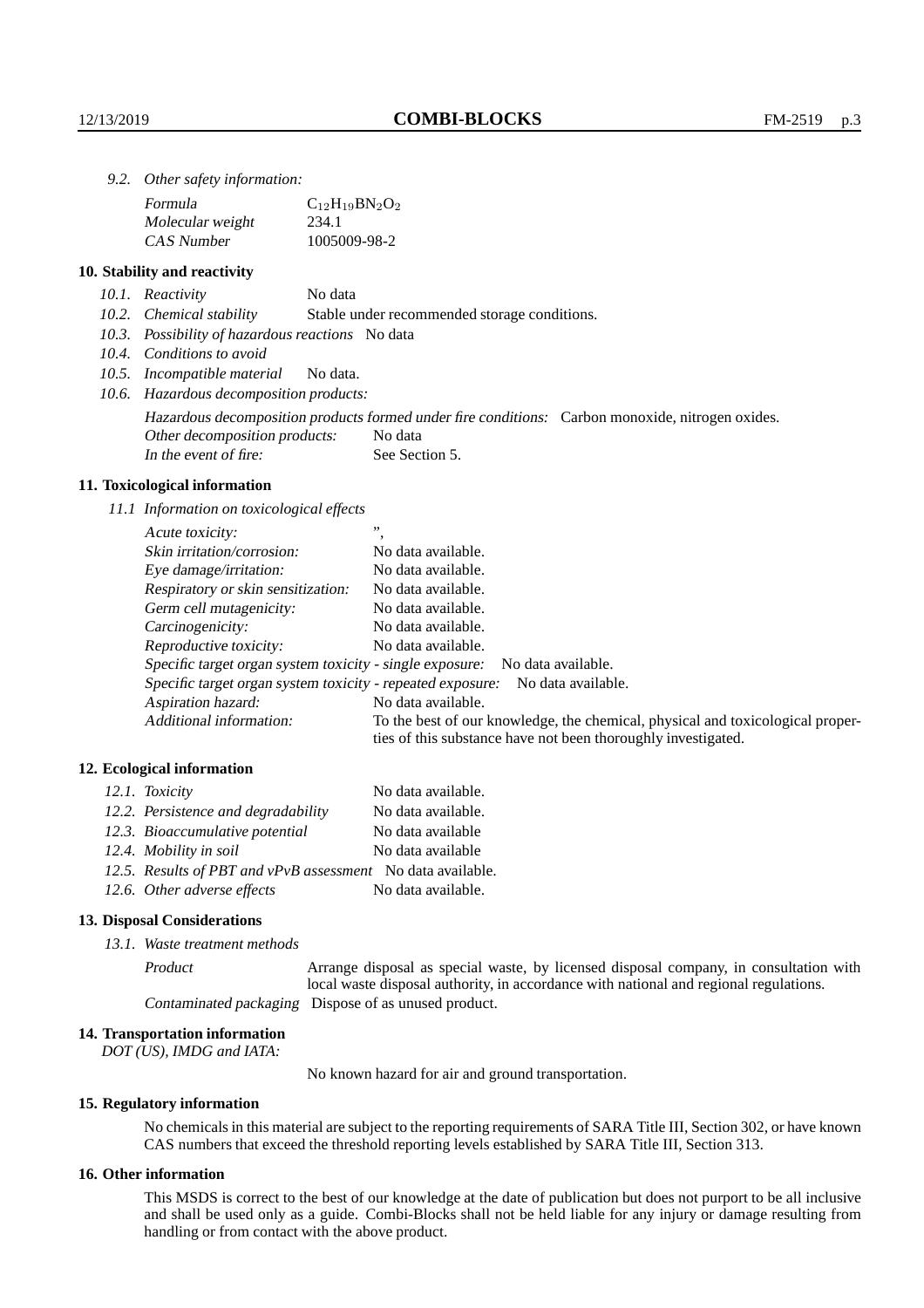*9.2. Other safety information:*

| | |
|---|---|
| *Formula* | $C_{12}H_{19}BN_2O_2$ |
| *Molecular weight* | 234.1 |
| *CAS Number* | 1005009-98-2 |

## 10. Stability and reactivity

*10.1. Reactivity* No data

*10.2. Chemical stability* Stable under recommended storage conditions.

*10.3. Possibility of hazardous reactions* No data

*10.4. Conditions to avoid*

*10.5. Incompatible material* No data.

*10.6. Hazardous decomposition products:*

*Hazardous decomposition products formed under fire conditions:* Carbon monoxide, nitrogen oxides.

*Other decomposition products:* No data

*In the event of fire:* See Section 5.

## 11. Toxicological information

*11.1 Information on toxicological effects*

| | |
|---|---|
| *Acute toxicity:* | ", |
| *Skin irritation/corrosion:* | No data available. |
| *Eye damage/irritation:* | No data available. |
| *Respiratory or skin sensitization:* | No data available. |
| *Germ cell mutagenicity:* | No data available. |
| *Carcinogenicity:* | No data available. |
| *Reproductive toxicity:* | No data available. |
| *Specific target organ system toxicity - single exposure:* | No data available. |
| *Specific target organ system toxicity - repeated exposure:* | No data available. |
| *Aspiration hazard:* | No data available. |
| *Additional information:* | To the best of our knowledge, the chemical, physical and toxicological properties of this substance have not been thoroughly investigated. |

## 12. Ecological information

| | |
|---|---|
| *12.1. Toxicity* | No data available. |
| *12.2. Persistence and degradability* | No data available. |
| *12.3. Bioaccumulative potential* | No data available |
| *12.4. Mobility in soil* | No data available |
| *12.5. Results of PBT and vPvB assessment* | No data available. |
| *12.6. Other adverse effects* | No data available. |

## 13. Disposal Considerations

*13.1. Waste treatment methods*

*Product* Arrange disposal as special waste, by licensed disposal company, in consultation with local waste disposal authority, in accordance with national and regional regulations.

*Contaminated packaging* Dispose of as unused product.

## 14. Transportation information

*DOT (US), IMDG and IATA:*

No known hazard for air and ground transportation.

## 15. Regulatory information

No chemicals in this material are subject to the reporting requirements of SARA Title III, Section 302, or have known CAS numbers that exceed the threshold reporting levels established by SARA Title III, Section 313.

## 16. Other information

This MSDS is correct to the best of our knowledge at the date of publication but does not purport to be all inclusive and shall be used only as a guide. Combi-Blocks shall not be held liable for any injury or damage resulting from handling or from contact with the above product.